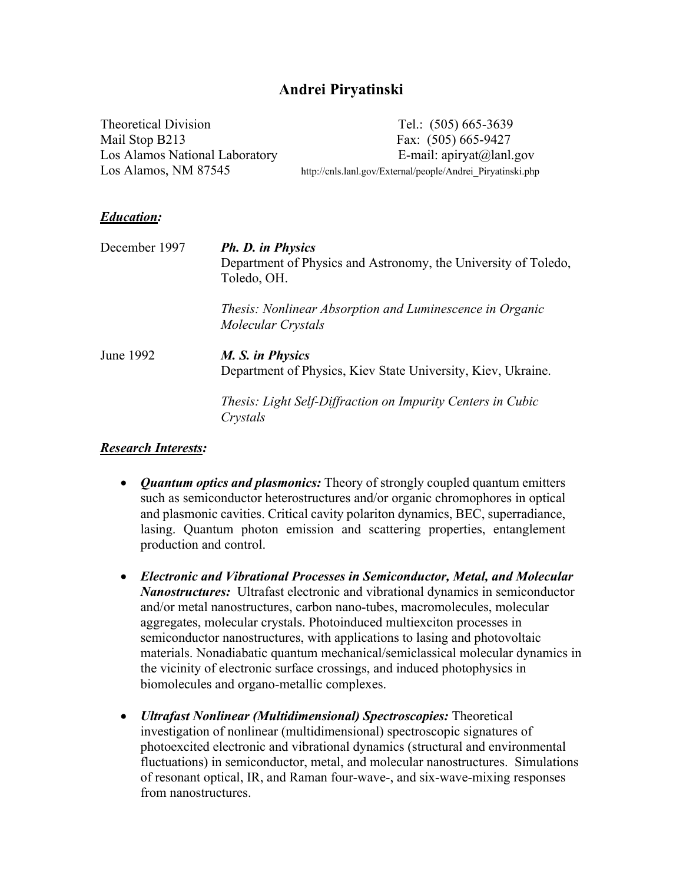# Andrei Piryatinski

Theoretical Division
Mail Stop B213
Los Alamos National Laboratory
Los Alamos, NM 87545

Tel.: (505) 665-3639
Fax: (505) 665-9427
E-mail: apiryat@lanl.gov
http://cnls.lanl.gov/External/people/Andrei_Piryatinski.php

## ***Education:***

| | |
|---|---|
| December 1997 | ***Ph. D. in Physics*** <br> Department of Physics and Astronomy, the University of Toledo, Toledo, OH. <br><br> *Thesis: Nonlinear Absorption and Luminescence in Organic Molecular Crystals* |
| June 1992 | ***M. S. in Physics*** <br> Department of Physics, Kiev State University, Kiev, Ukraine. <br><br> *Thesis: Light Self-Diffraction on Impurity Centers in Cubic Crystals* |

## ***Research Interests:***

- ***Quantum optics and plasmonics:*** Theory of strongly coupled quantum emitters such as semiconductor heterostructures and/or organic chromophores in optical and plasmonic cavities. Critical cavity polariton dynamics, BEC, superradiance, lasing. Quantum photon emission and scattering properties, entanglement production and control.

- ***Electronic and Vibrational Processes in Semiconductor, Metal, and Molecular Nanostructures:*** Ultrafast electronic and vibrational dynamics in semiconductor and/or metal nanostructures, carbon nano-tubes, macromolecules, molecular aggregates, molecular crystals. Photoinduced multiexciton processes in semiconductor nanostructures, with applications to lasing and photovoltaic materials. Nonadiabatic quantum mechanical/semiclassical molecular dynamics in the vicinity of electronic surface crossings, and induced photophysics in biomolecules and organo-metallic complexes.

- ***Ultrafast Nonlinear (Multidimensional) Spectroscopies:*** Theoretical investigation of nonlinear (multidimensional) spectroscopic signatures of photoexcited electronic and vibrational dynamics (structural and environmental fluctuations) in semiconductor, metal, and molecular nanostructures. Simulations of resonant optical, IR, and Raman four-wave-, and six-wave-mixing responses from nanostructures.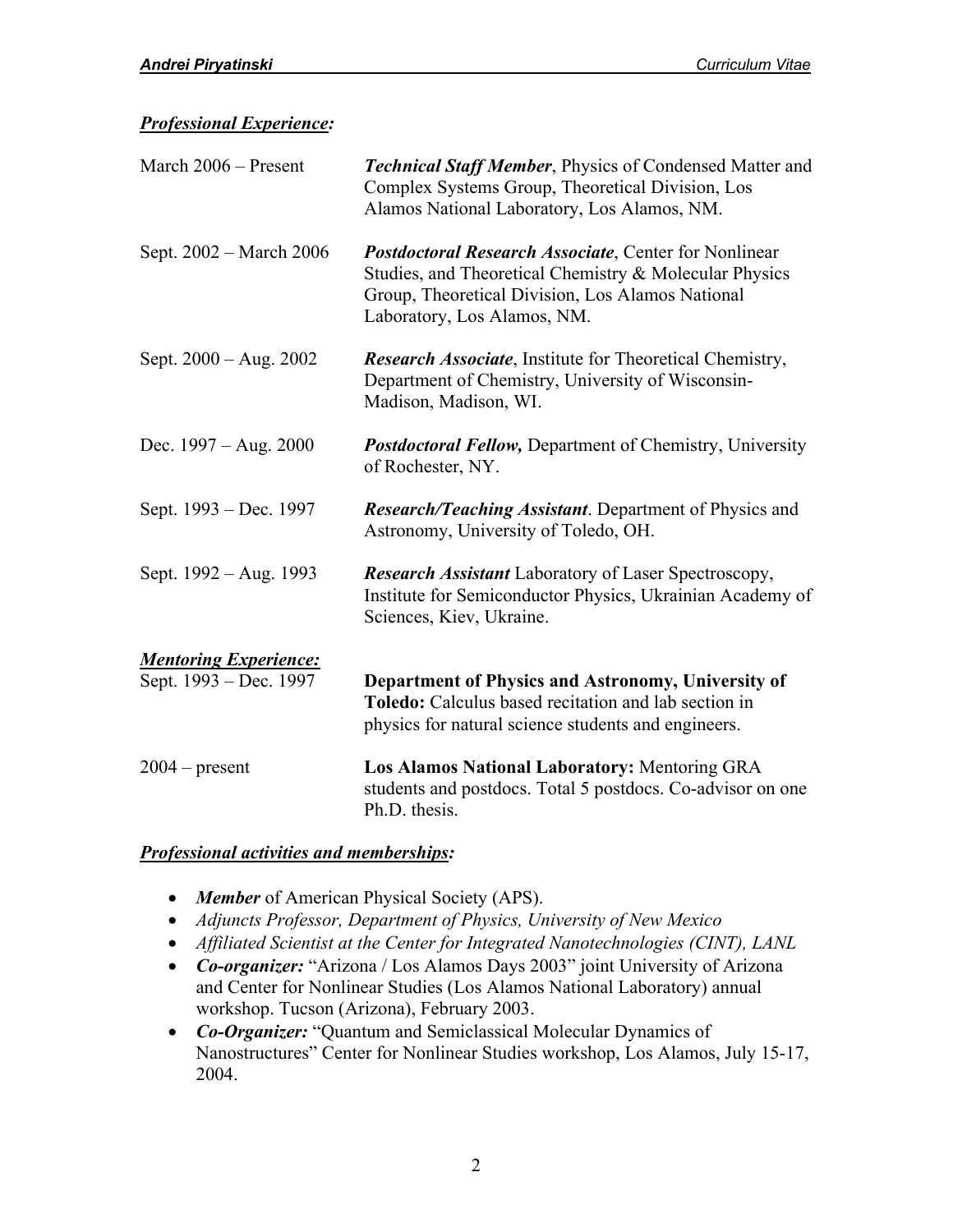## ***Professional Experience:***

| | |
|---|---|
| March 2006 – Present | ***Technical Staff Member***, Physics of Condensed Matter and Complex Systems Group, Theoretical Division, Los Alamos National Laboratory, Los Alamos, NM. |
| Sept. 2002 – March 2006 | ***Postdoctoral Research Associate***, Center for Nonlinear Studies, and Theoretical Chemistry & Molecular Physics Group, Theoretical Division, Los Alamos National Laboratory, Los Alamos, NM. |
| Sept. 2000 – Aug. 2002 | ***Research Associate***, Institute for Theoretical Chemistry, Department of Chemistry, University of Wisconsin-Madison, Madison, WI. |
| Dec. 1997 – Aug. 2000 | ***Postdoctoral Fellow,*** Department of Chemistry, University of Rochester, NY. |
| Sept. 1993 – Dec. 1997 | ***Research/Teaching Assistant***. Department of Physics and Astronomy, University of Toledo, OH. |
| Sept. 1992 – Aug. 1993 | ***Research Assistant*** Laboratory of Laser Spectroscopy, Institute for Semiconductor Physics, Ukrainian Academy of Sciences, Kiev, Ukraine. |

## ***Mentoring Experience:***

| | |
|---|---|
| Sept. 1993 – Dec. 1997 | **Department of Physics and Astronomy, University of Toledo:** Calculus based recitation and lab section in physics for natural science students and engineers. |
| 2004 – present | **Los Alamos National Laboratory:** Mentoring GRA students and postdocs. Total 5 postdocs. Co-advisor on one Ph.D. thesis. |

## ***Professional activities and memberships:***

- ***Member*** of American Physical Society (APS).
- *Adjuncts Professor, Department of Physics, University of New Mexico*
- *Affiliated Scientist at the Center for Integrated Nanotechnologies (CINT), LANL*
- ***Co-organizer:*** "Arizona / Los Alamos Days 2003" joint University of Arizona and Center for Nonlinear Studies (Los Alamos National Laboratory) annual workshop. Tucson (Arizona), February 2003.
- ***Co-Organizer:*** "Quantum and Semiclassical Molecular Dynamics of Nanostructures" Center for Nonlinear Studies workshop, Los Alamos, July 15-17, 2004.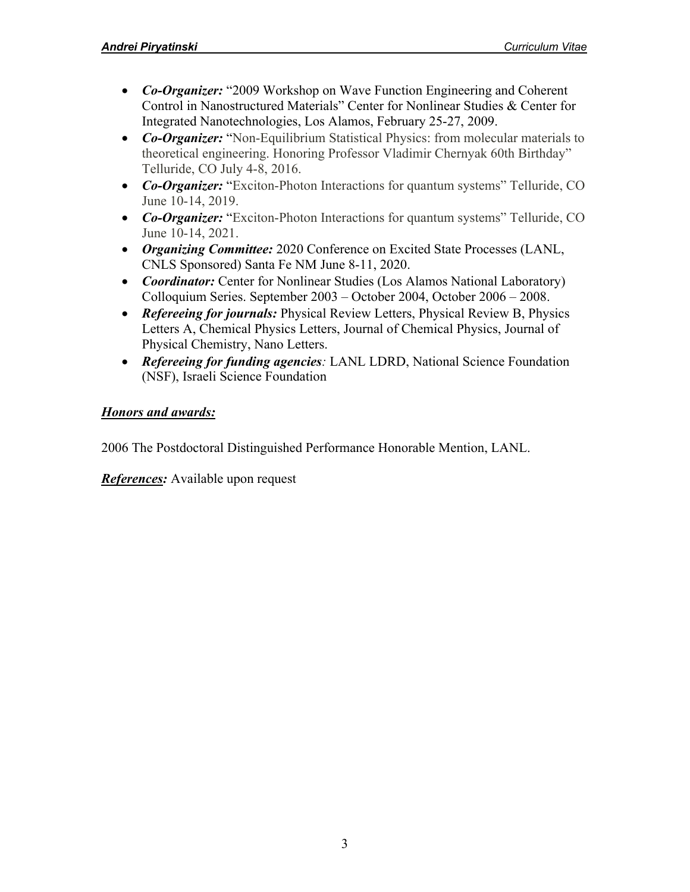- ***Co-Organizer:*** "2009 Workshop on Wave Function Engineering and Coherent Control in Nanostructured Materials" Center for Nonlinear Studies & Center for Integrated Nanotechnologies, Los Alamos, February 25-27, 2009.
- ***Co-Organizer:*** "Non-Equilibrium Statistical Physics: from molecular materials to theoretical engineering. Honoring Professor Vladimir Chernyak 60th Birthday" Telluride, CO July 4-8, 2016.
- ***Co-Organizer:*** "Exciton-Photon Interactions for quantum systems" Telluride, CO June 10-14, 2019.
- ***Co-Organizer:*** "Exciton-Photon Interactions for quantum systems" Telluride, CO June 10-14, 2021.
- ***Organizing Committee:*** 2020 Conference on Excited State Processes (LANL, CNLS Sponsored) Santa Fe NM June 8-11, 2020.
- ***Coordinator:*** Center for Nonlinear Studies (Los Alamos National Laboratory) Colloquium Series. September 2003 – October 2004, October 2006 – 2008.
- ***Refereeing for journals:*** Physical Review Letters, Physical Review B, Physics Letters A, Chemical Physics Letters, Journal of Chemical Physics, Journal of Physical Chemistry, Nano Letters.
- ***Refereeing for funding agencies:*** LANL LDRD, National Science Foundation (NSF), Israeli Science Foundation

## ***Honors and awards:***

2006 The Postdoctoral Distinguished Performance Honorable Mention, LANL.

***References:*** Available upon request